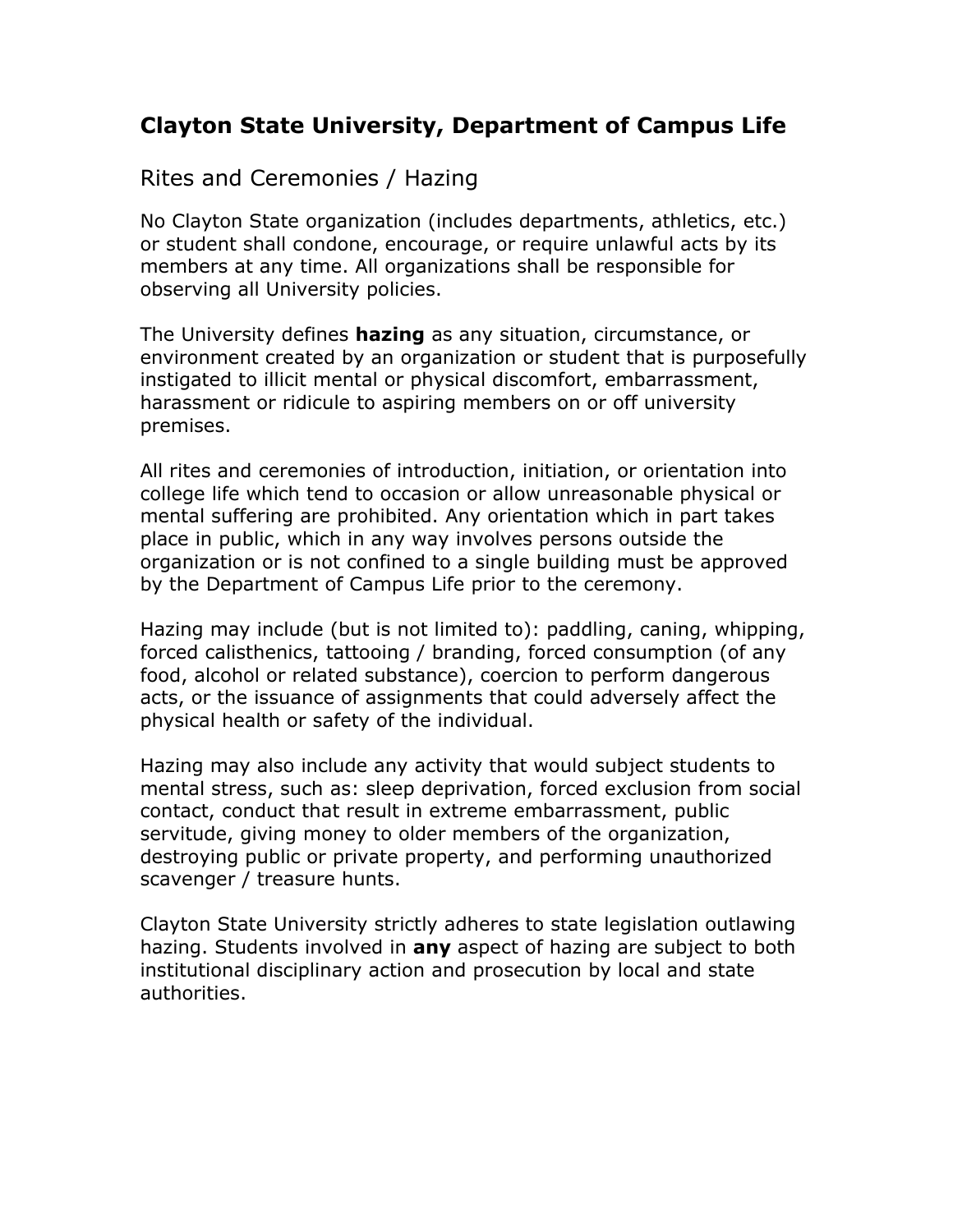# Clayton State University, Department of Campus Life

## Rites and Ceremonies / Hazing

No Clayton State organization (includes departments, athletics, etc.) or student shall condone, encourage, or require unlawful acts by its members at any time. All organizations shall be responsible for observing all University policies.

The University defines **hazing** as any situation, circumstance, or environment created by an organization or student that is purposefully instigated to illicit mental or physical discomfort, embarrassment, harassment or ridicule to aspiring members on or off university premises.

All rites and ceremonies of introduction, initiation, or orientation into college life which tend to occasion or allow unreasonable physical or mental suffering are prohibited. Any orientation which in part takes place in public, which in any way involves persons outside the organization or is not confined to a single building must be approved by the Department of Campus Life prior to the ceremony.

Hazing may include (but is not limited to): paddling, caning, whipping, forced calisthenics, tattooing / branding, forced consumption (of any food, alcohol or related substance), coercion to perform dangerous acts, or the issuance of assignments that could adversely affect the physical health or safety of the individual.

Hazing may also include any activity that would subject students to mental stress, such as: sleep deprivation, forced exclusion from social contact, conduct that result in extreme embarrassment, public servitude, giving money to older members of the organization, destroying public or private property, and performing unauthorized scavenger / treasure hunts.

Clayton State University strictly adheres to state legislation outlawing hazing. Students involved in **any** aspect of hazing are subject to both institutional disciplinary action and prosecution by local and state authorities.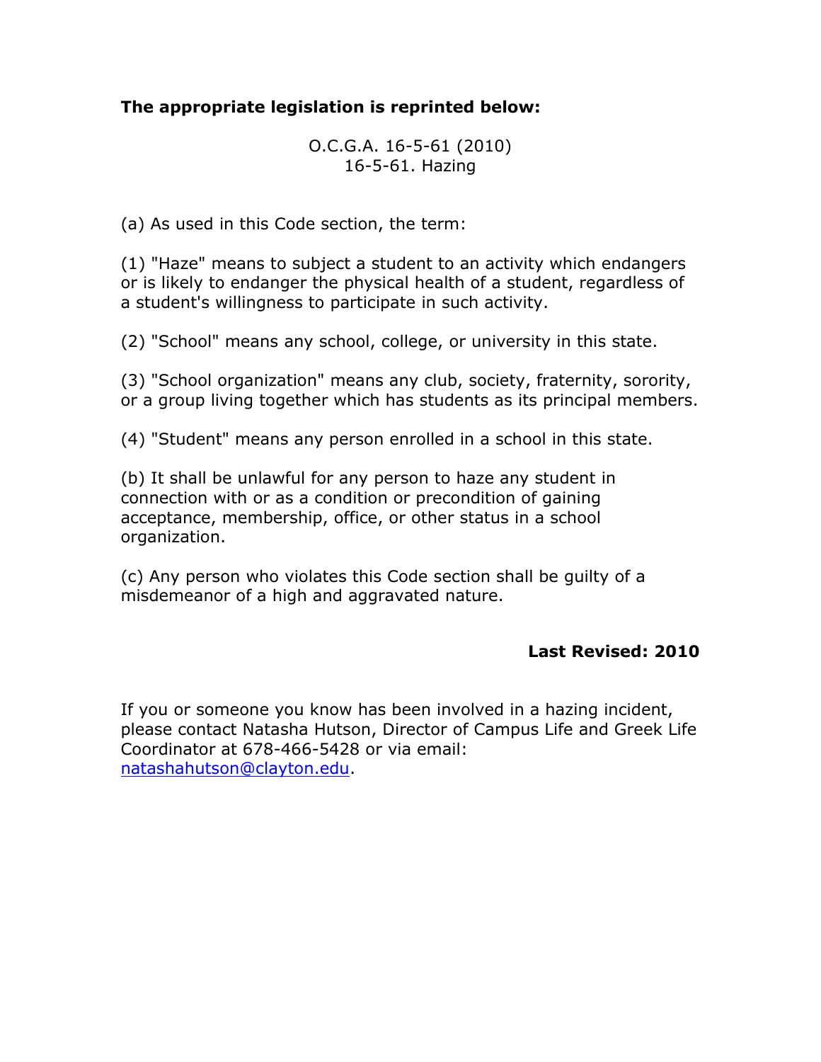**The appropriate legislation is reprinted below:**

O.C.G.A. 16-5-61 (2010)
16-5-61. Hazing

(a) As used in this Code section, the term:

(1) "Haze" means to subject a student to an activity which endangers or is likely to endanger the physical health of a student, regardless of a student's willingness to participate in such activity.

(2) "School" means any school, college, or university in this state.

(3) "School organization" means any club, society, fraternity, sorority, or a group living together which has students as its principal members.

(4) "Student" means any person enrolled in a school in this state.

(b) It shall be unlawful for any person to haze any student in connection with or as a condition or precondition of gaining acceptance, membership, office, or other status in a school organization.

(c) Any person who violates this Code section shall be guilty of a misdemeanor of a high and aggravated nature.

**Last Revised: 2010**

If you or someone you know has been involved in a hazing incident, please contact Natasha Hutson, Director of Campus Life and Greek Life Coordinator at 678-466-5428 or via email: [natashahutson@clayton.edu](mailto:natashahutson@clayton.edu).